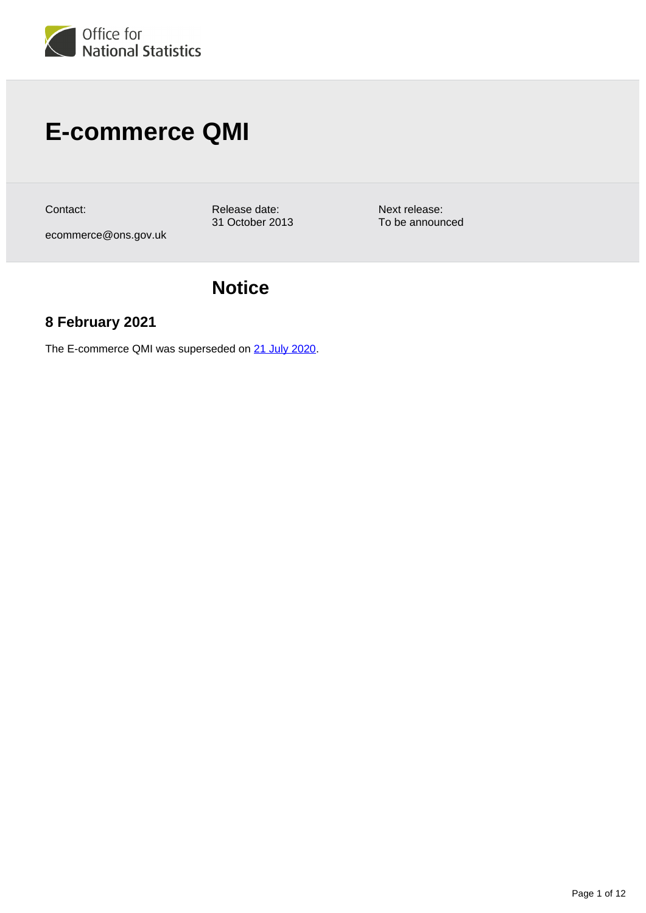# E-commerce QMI

Contact:
ecommerce@ons.gov.uk

Release date:
31 October 2013

Next release:
To be announced

## Notice

### 8 February 2021

The E-commerce QMI was superseded on [21 July 2020](#).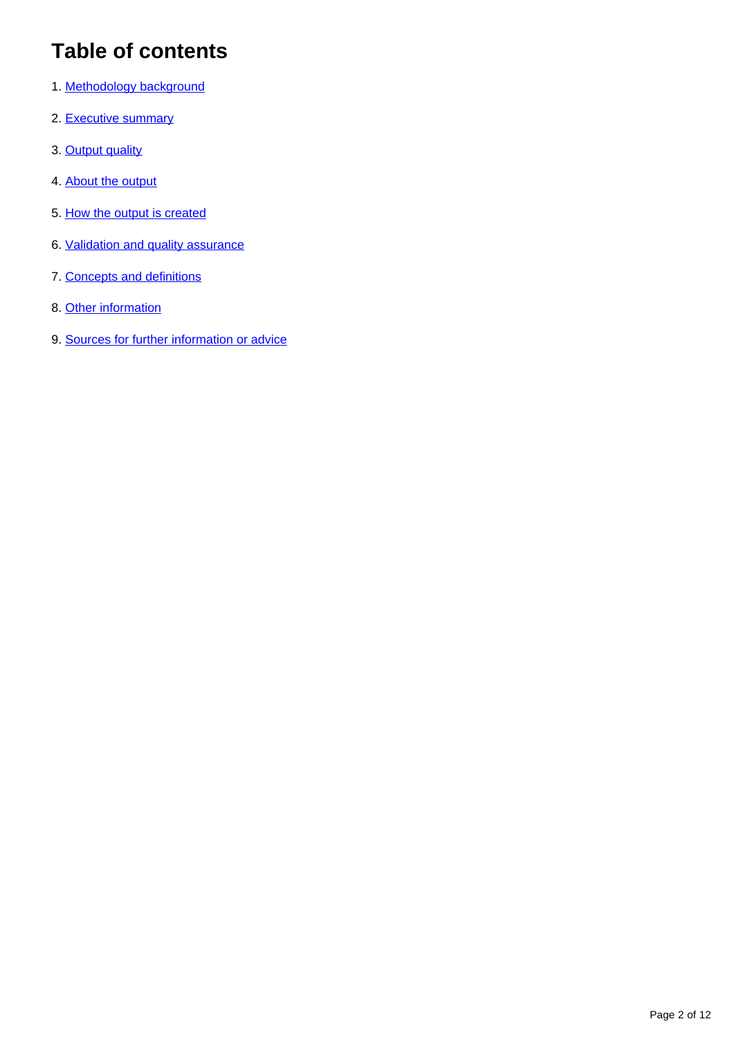# Table of contents

1. Methodology background
2. Executive summary
3. Output quality
4. About the output
5. How the output is created
6. Validation and quality assurance
7. Concepts and definitions
8. Other information
9. Sources for further information or advice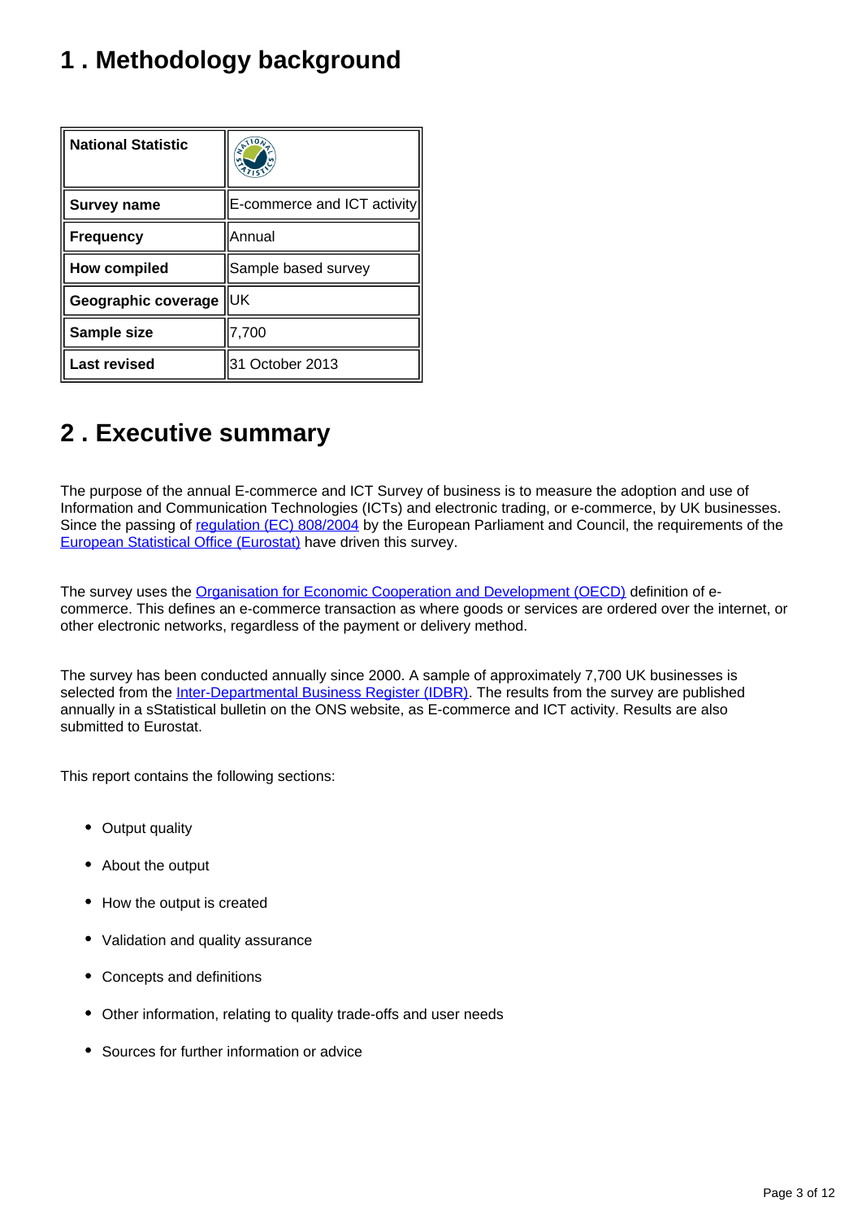## 1 . Methodology background

| National Statistic | |
|---|---|
| **Survey name** | E-commerce and ICT activity |
| **Frequency** | Annual |
| **How compiled** | Sample based survey |
| **Geographic coverage** | UK |
| **Sample size** | 7,700 |
| **Last revised** | 31 October 2013 |

## 2 . Executive summary

The purpose of the annual E-commerce and ICT Survey of business is to measure the adoption and use of Information and Communication Technologies (ICTs) and electronic trading, or e-commerce, by UK businesses. Since the passing of regulation (EC) 808/2004 by the European Parliament and Council, the requirements of the European Statistical Office (Eurostat) have driven this survey.

The survey uses the Organisation for Economic Cooperation and Development (OECD) definition of e-commerce. This defines an e-commerce transaction as where goods or services are ordered over the internet, or other electronic networks, regardless of the payment or delivery method.

The survey has been conducted annually since 2000. A sample of approximately 7,700 UK businesses is selected from the Inter-Departmental Business Register (IDBR). The results from the survey are published annually in a sStatistical bulletin on the ONS website, as E-commerce and ICT activity. Results are also submitted to Eurostat.

This report contains the following sections:

- Output quality
- About the output
- How the output is created
- Validation and quality assurance
- Concepts and definitions
- Other information, relating to quality trade-offs and user needs
- Sources for further information or advice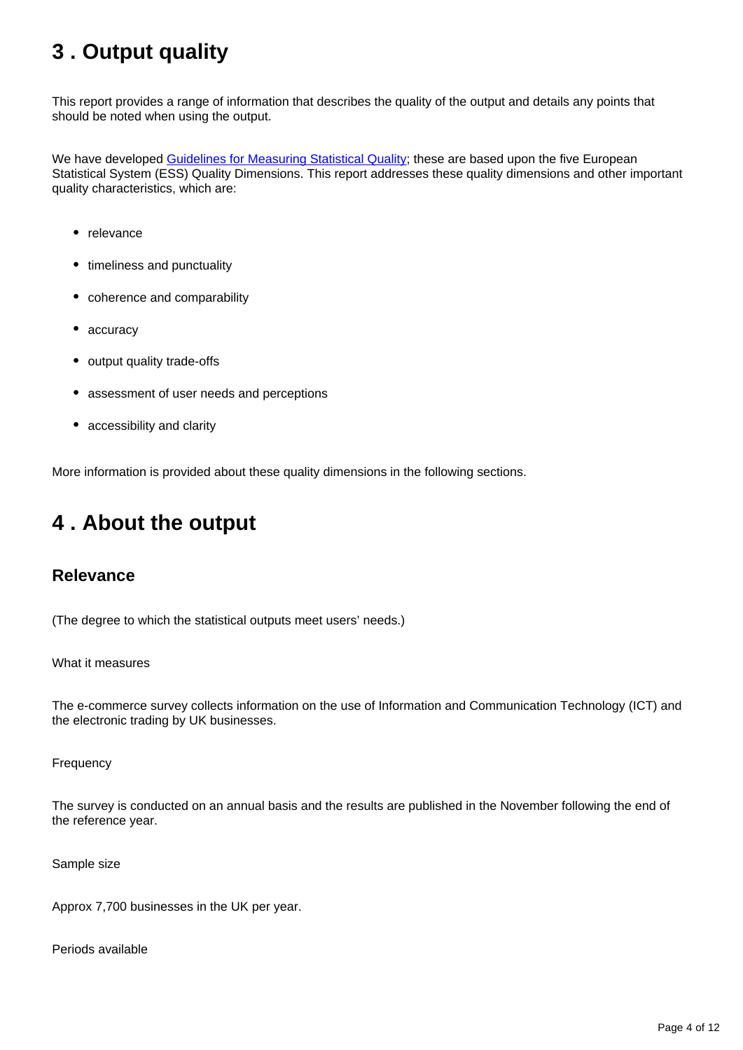## 3 . Output quality

This report provides a range of information that describes the quality of the output and details any points that should be noted when using the output.

We have developed [Guidelines for Measuring Statistical Quality](); these are based upon the five European Statistical System (ESS) Quality Dimensions. This report addresses these quality dimensions and other important quality characteristics, which are:

- relevance
- timeliness and punctuality
- coherence and comparability
- accuracy
- output quality trade-offs
- assessment of user needs and perceptions
- accessibility and clarity

More information is provided about these quality dimensions in the following sections.

## 4 . About the output

### Relevance

(The degree to which the statistical outputs meet users' needs.)

What it measures

The e-commerce survey collects information on the use of Information and Communication Technology (ICT) and the electronic trading by UK businesses.

Frequency

The survey is conducted on an annual basis and the results are published in the November following the end of the reference year.

Sample size

Approx 7,700 businesses in the UK per year.

Periods available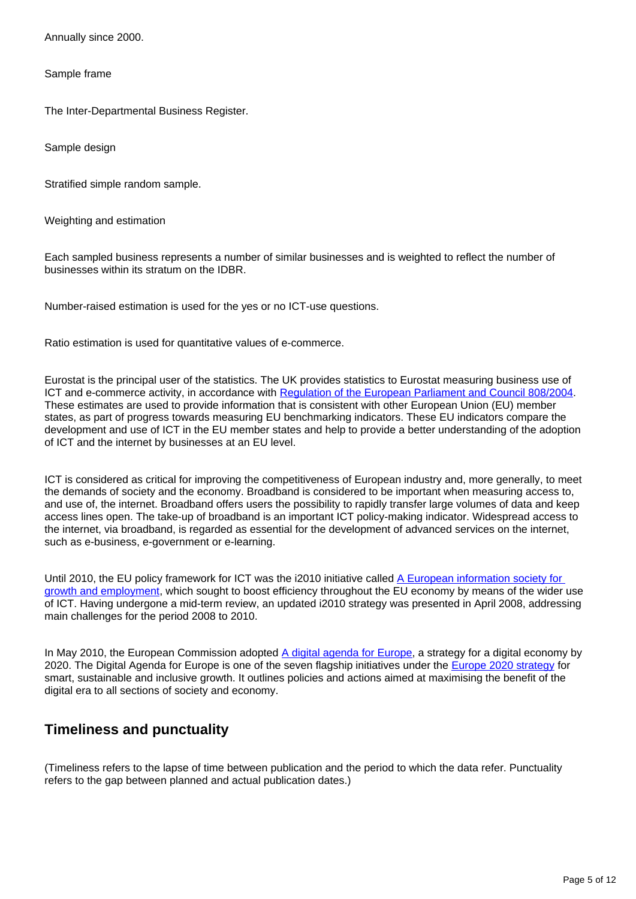Annually since 2000.

Sample frame

The Inter-Departmental Business Register.

Sample design

Stratified simple random sample.

Weighting and estimation

Each sampled business represents a number of similar businesses and is weighted to reflect the number of businesses within its stratum on the IDBR.

Number-raised estimation is used for the yes or no ICT-use questions.

Ratio estimation is used for quantitative values of e-commerce.

Eurostat is the principal user of the statistics. The UK provides statistics to Eurostat measuring business use of ICT and e-commerce activity, in accordance with [Regulation of the European Parliament and Council 808/2004](). These estimates are used to provide information that is consistent with other European Union (EU) member states, as part of progress towards measuring EU benchmarking indicators. These EU indicators compare the development and use of ICT in the EU member states and help to provide a better understanding of the adoption of ICT and the internet by businesses at an EU level.

ICT is considered as critical for improving the competitiveness of European industry and, more generally, to meet the demands of society and the economy. Broadband is considered to be important when measuring access to, and use of, the internet. Broadband offers users the possibility to rapidly transfer large volumes of data and keep access lines open. The take-up of broadband is an important ICT policy-making indicator. Widespread access to the internet, via broadband, is regarded as essential for the development of advanced services on the internet, such as e-business, e-government or e-learning.

Until 2010, the EU policy framework for ICT was the i2010 initiative called [A European information society for growth and employment](), which sought to boost efficiency throughout the EU economy by means of the wider use of ICT. Having undergone a mid-term review, an updated i2010 strategy was presented in April 2008, addressing main challenges for the period 2008 to 2010.

In May 2010, the European Commission adopted [A digital agenda for Europe](), a strategy for a digital economy by 2020. The Digital Agenda for Europe is one of the seven flagship initiatives under the [Europe 2020 strategy]() for smart, sustainable and inclusive growth. It outlines policies and actions aimed at maximising the benefit of the digital era to all sections of society and economy.

## Timeliness and punctuality

(Timeliness refers to the lapse of time between publication and the period to which the data refer. Punctuality refers to the gap between planned and actual publication dates.)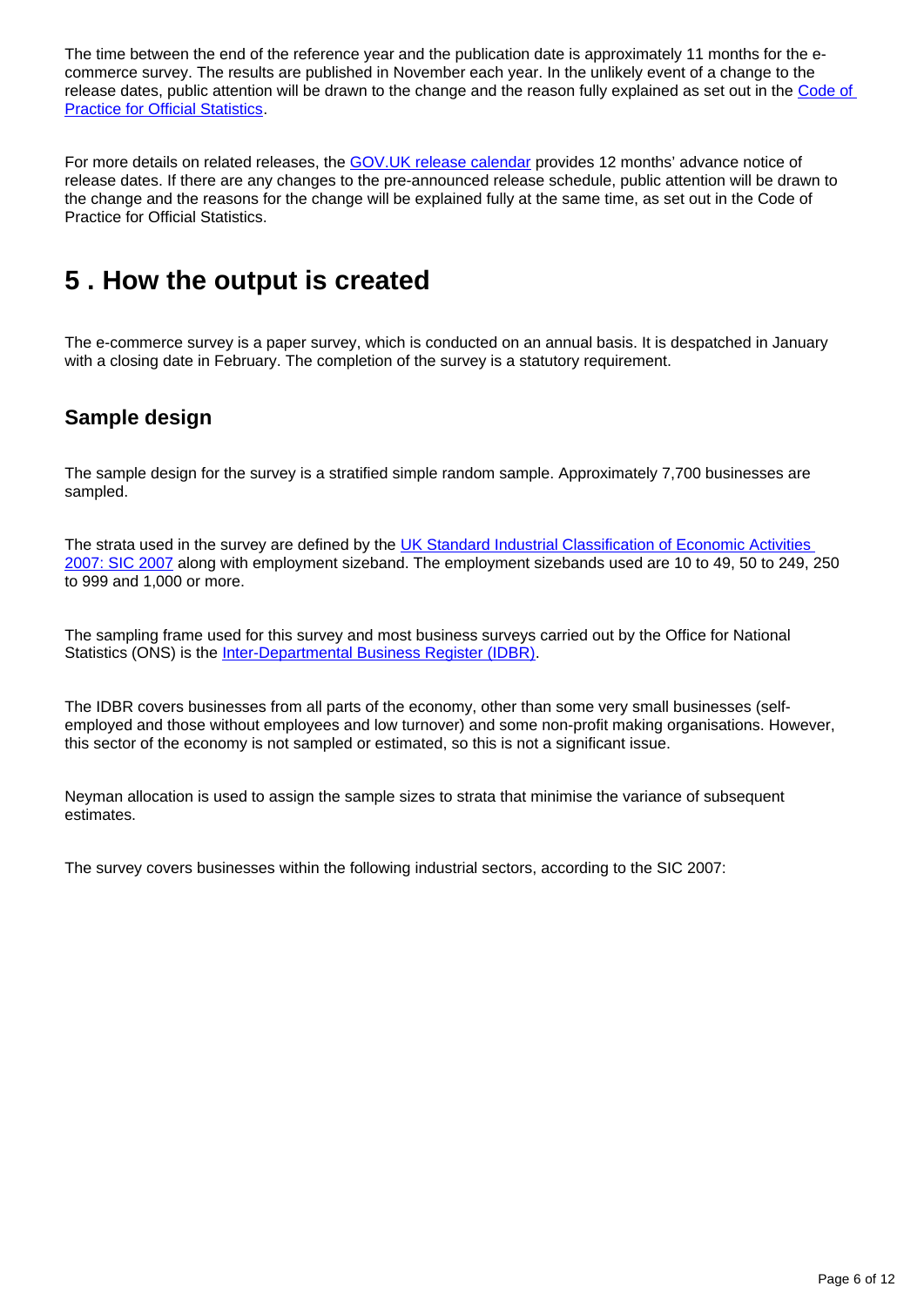The time between the end of the reference year and the publication date is approximately 11 months for the e-commerce survey. The results are published in November each year. In the unlikely event of a change to the release dates, public attention will be drawn to the change and the reason fully explained as set out in the [Code of Practice for Official Statistics](#).

For more details on related releases, the [GOV.UK release calendar](#) provides 12 months' advance notice of release dates. If there are any changes to the pre-announced release schedule, public attention will be drawn to the change and the reasons for the change will be explained fully at the same time, as set out in the Code of Practice for Official Statistics.

# 5 . How the output is created

The e-commerce survey is a paper survey, which is conducted on an annual basis. It is despatched in January with a closing date in February. The completion of the survey is a statutory requirement.

## Sample design

The sample design for the survey is a stratified simple random sample. Approximately 7,700 businesses are sampled.

The strata used in the survey are defined by the [UK Standard Industrial Classification of Economic Activities 2007: SIC 2007](#) along with employment sizeband. The employment sizebands used are 10 to 49, 50 to 249, 250 to 999 and 1,000 or more.

The sampling frame used for this survey and most business surveys carried out by the Office for National Statistics (ONS) is the [Inter-Departmental Business Register (IDBR)](#).

The IDBR covers businesses from all parts of the economy, other than some very small businesses (self-employed and those without employees and low turnover) and some non-profit making organisations. However, this sector of the economy is not sampled or estimated, so this is not a significant issue.

Neyman allocation is used to assign the sample sizes to strata that minimise the variance of subsequent estimates.

The survey covers businesses within the following industrial sectors, according to the SIC 2007: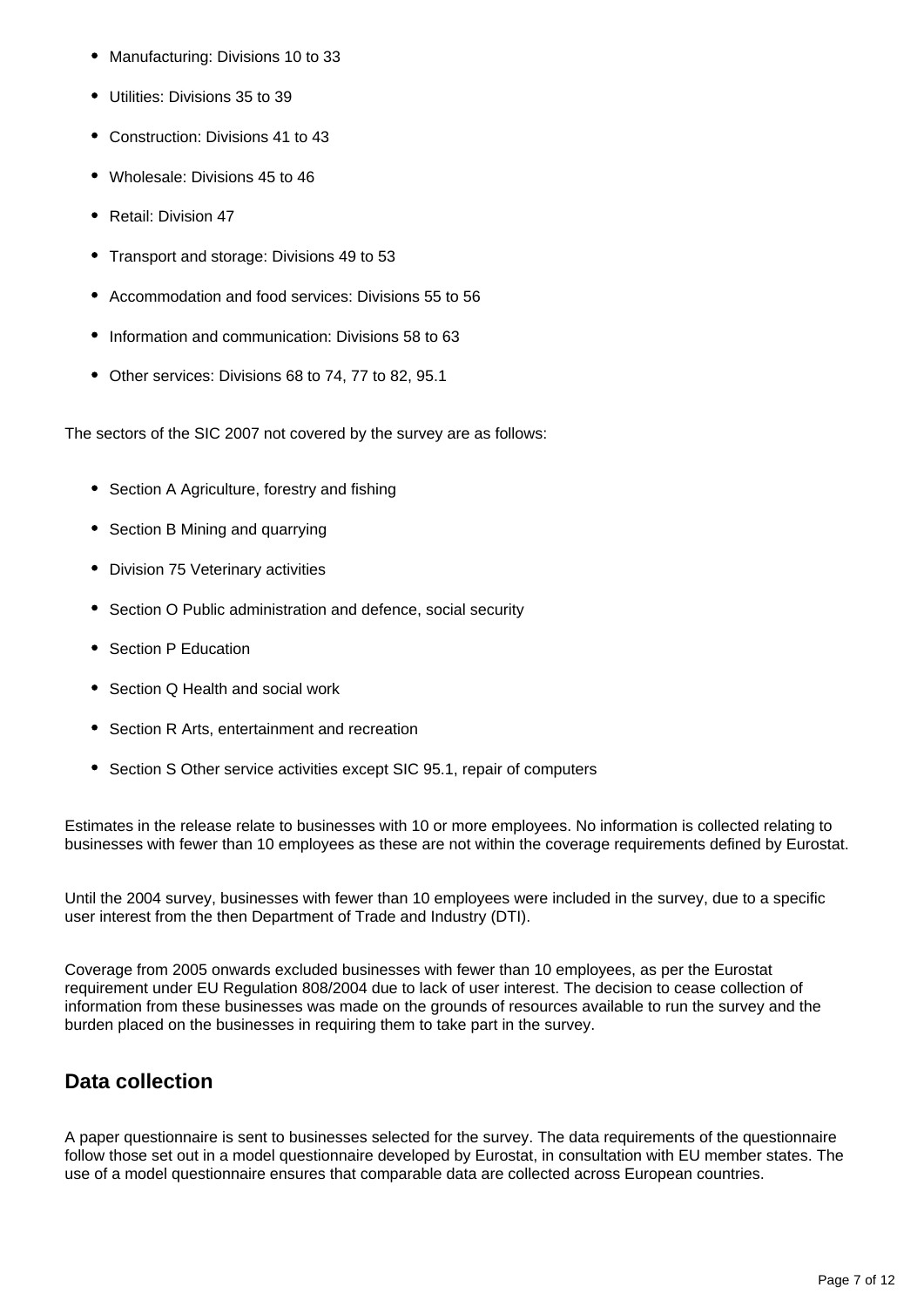- Manufacturing: Divisions 10 to 33
- Utilities: Divisions 35 to 39
- Construction: Divisions 41 to 43
- Wholesale: Divisions 45 to 46
- Retail: Division 47
- Transport and storage: Divisions 49 to 53
- Accommodation and food services: Divisions 55 to 56
- Information and communication: Divisions 58 to 63
- Other services: Divisions 68 to 74, 77 to 82, 95.1

The sectors of the SIC 2007 not covered by the survey are as follows:

- Section A Agriculture, forestry and fishing
- Section B Mining and quarrying
- Division 75 Veterinary activities
- Section O Public administration and defence, social security
- Section P Education
- Section Q Health and social work
- Section R Arts, entertainment and recreation
- Section S Other service activities except SIC 95.1, repair of computers

Estimates in the release relate to businesses with 10 or more employees. No information is collected relating to businesses with fewer than 10 employees as these are not within the coverage requirements defined by Eurostat.

Until the 2004 survey, businesses with fewer than 10 employees were included in the survey, due to a specific user interest from the then Department of Trade and Industry (DTI).

Coverage from 2005 onwards excluded businesses with fewer than 10 employees, as per the Eurostat requirement under EU Regulation 808/2004 due to lack of user interest. The decision to cease collection of information from these businesses was made on the grounds of resources available to run the survey and the burden placed on the businesses in requiring them to take part in the survey.

## Data collection

A paper questionnaire is sent to businesses selected for the survey. The data requirements of the questionnaire follow those set out in a model questionnaire developed by Eurostat, in consultation with EU member states. The use of a model questionnaire ensures that comparable data are collected across European countries.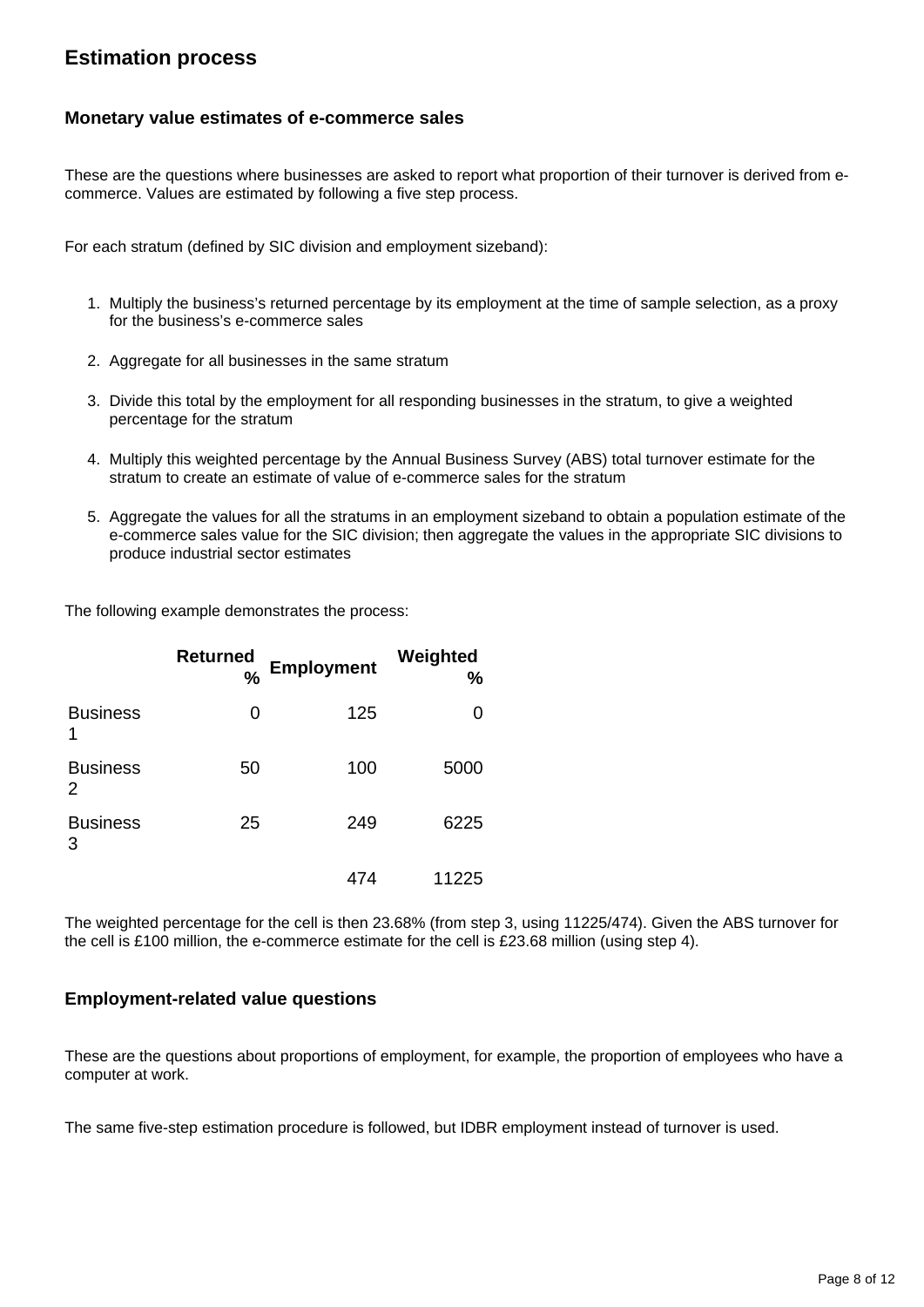## Estimation process

### Monetary value estimates of e-commerce sales

These are the questions where businesses are asked to report what proportion of their turnover is derived from e-commerce. Values are estimated by following a five step process.

For each stratum (defined by SIC division and employment sizeband):

1. Multiply the business's returned percentage by its employment at the time of sample selection, as a proxy for the business's e-commerce sales
2. Aggregate for all businesses in the same stratum
3. Divide this total by the employment for all responding businesses in the stratum, to give a weighted percentage for the stratum
4. Multiply this weighted percentage by the Annual Business Survey (ABS) total turnover estimate for the stratum to create an estimate of value of e-commerce sales for the stratum
5. Aggregate the values for all the stratums in an employment sizeband to obtain a population estimate of the e-commerce sales value for the SIC division; then aggregate the values in the appropriate SIC divisions to produce industrial sector estimates

The following example demonstrates the process:

| | Returned % | Employment | Weighted % |
|---|---|---|---|
| Business 1 | 0 | 125 | 0 |
| Business 2 | 50 | 100 | 5000 |
| Business 3 | 25 | 249 | 6225 |
| | | 474 | 11225 |

The weighted percentage for the cell is then 23.68% (from step 3, using 11225/474). Given the ABS turnover for the cell is £100 million, the e-commerce estimate for the cell is £23.68 million (using step 4).

### Employment-related value questions

These are the questions about proportions of employment, for example, the proportion of employees who have a computer at work.

The same five-step estimation procedure is followed, but IDBR employment instead of turnover is used.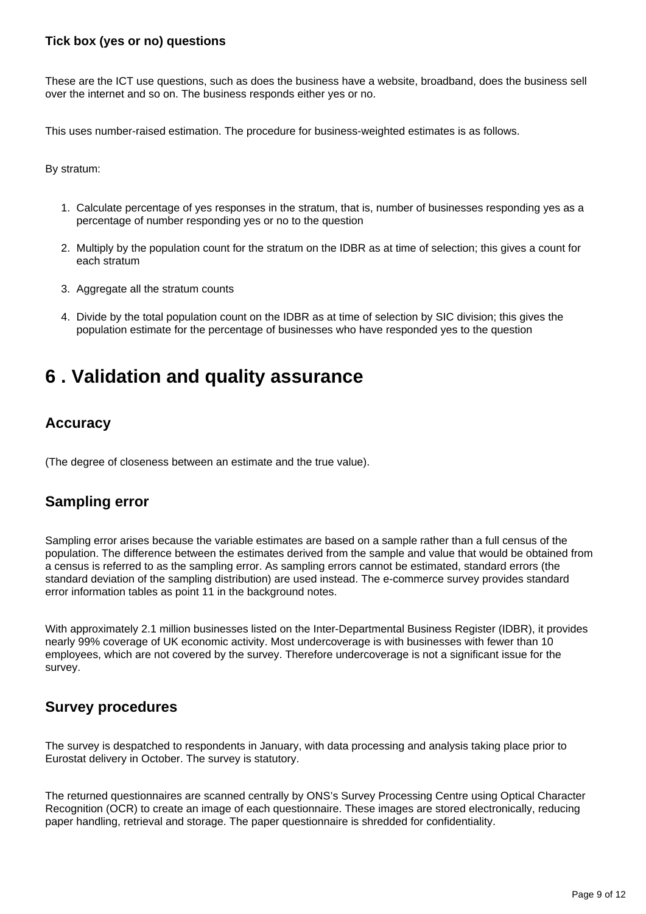### Tick box (yes or no) questions

These are the ICT use questions, such as does the business have a website, broadband, does the business sell over the internet and so on. The business responds either yes or no.

This uses number-raised estimation. The procedure for business-weighted estimates is as follows.

By stratum:

1. Calculate percentage of yes responses in the stratum, that is, number of businesses responding yes as a percentage of number responding yes or no to the question
2. Multiply by the population count for the stratum on the IDBR as at time of selection; this gives a count for each stratum
3. Aggregate all the stratum counts
4. Divide by the total population count on the IDBR as at time of selection by SIC division; this gives the population estimate for the percentage of businesses who have responded yes to the question

## 6 . Validation and quality assurance

### Accuracy

(The degree of closeness between an estimate and the true value).

### Sampling error

Sampling error arises because the variable estimates are based on a sample rather than a full census of the population. The difference between the estimates derived from the sample and value that would be obtained from a census is referred to as the sampling error. As sampling errors cannot be estimated, standard errors (the standard deviation of the sampling distribution) are used instead. The e-commerce survey provides standard error information tables as point 11 in the background notes.

With approximately 2.1 million businesses listed on the Inter-Departmental Business Register (IDBR), it provides nearly 99% coverage of UK economic activity. Most undercoverage is with businesses with fewer than 10 employees, which are not covered by the survey. Therefore undercoverage is not a significant issue for the survey.

### Survey procedures

The survey is despatched to respondents in January, with data processing and analysis taking place prior to Eurostat delivery in October. The survey is statutory.

The returned questionnaires are scanned centrally by ONS's Survey Processing Centre using Optical Character Recognition (OCR) to create an image of each questionnaire. These images are stored electronically, reducing paper handling, retrieval and storage. The paper questionnaire is shredded for confidentiality.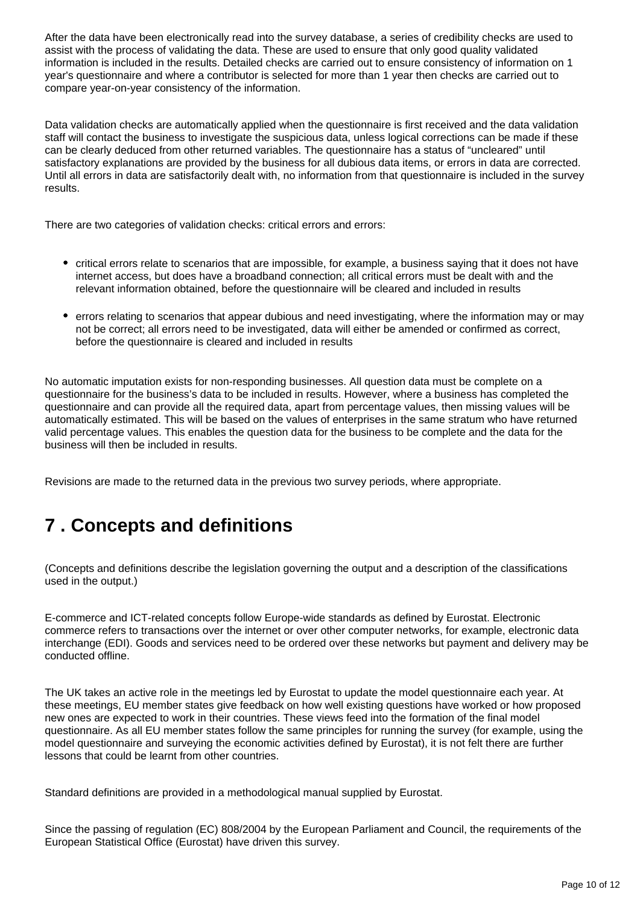After the data have been electronically read into the survey database, a series of credibility checks are used to assist with the process of validating the data. These are used to ensure that only good quality validated information is included in the results. Detailed checks are carried out to ensure consistency of information on 1 year's questionnaire and where a contributor is selected for more than 1 year then checks are carried out to compare year-on-year consistency of the information.

Data validation checks are automatically applied when the questionnaire is first received and the data validation staff will contact the business to investigate the suspicious data, unless logical corrections can be made if these can be clearly deduced from other returned variables. The questionnaire has a status of "uncleared" until satisfactory explanations are provided by the business for all dubious data items, or errors in data are corrected. Until all errors in data are satisfactorily dealt with, no information from that questionnaire is included in the survey results.

There are two categories of validation checks: critical errors and errors:

- critical errors relate to scenarios that are impossible, for example, a business saying that it does not have internet access, but does have a broadband connection; all critical errors must be dealt with and the relevant information obtained, before the questionnaire will be cleared and included in results
- errors relating to scenarios that appear dubious and need investigating, where the information may or may not be correct; all errors need to be investigated, data will either be amended or confirmed as correct, before the questionnaire is cleared and included in results

No automatic imputation exists for non-responding businesses. All question data must be complete on a questionnaire for the business's data to be included in results. However, where a business has completed the questionnaire and can provide all the required data, apart from percentage values, then missing values will be automatically estimated. This will be based on the values of enterprises in the same stratum who have returned valid percentage values. This enables the question data for the business to be complete and the data for the business will then be included in results.

Revisions are made to the returned data in the previous two survey periods, where appropriate.

## 7 . Concepts and definitions

(Concepts and definitions describe the legislation governing the output and a description of the classifications used in the output.)

E-commerce and ICT-related concepts follow Europe-wide standards as defined by Eurostat. Electronic commerce refers to transactions over the internet or over other computer networks, for example, electronic data interchange (EDI). Goods and services need to be ordered over these networks but payment and delivery may be conducted offline.

The UK takes an active role in the meetings led by Eurostat to update the model questionnaire each year. At these meetings, EU member states give feedback on how well existing questions have worked or how proposed new ones are expected to work in their countries. These views feed into the formation of the final model questionnaire. As all EU member states follow the same principles for running the survey (for example, using the model questionnaire and surveying the economic activities defined by Eurostat), it is not felt there are further lessons that could be learnt from other countries.

Standard definitions are provided in a methodological manual supplied by Eurostat.

Since the passing of regulation (EC) 808/2004 by the European Parliament and Council, the requirements of the European Statistical Office (Eurostat) have driven this survey.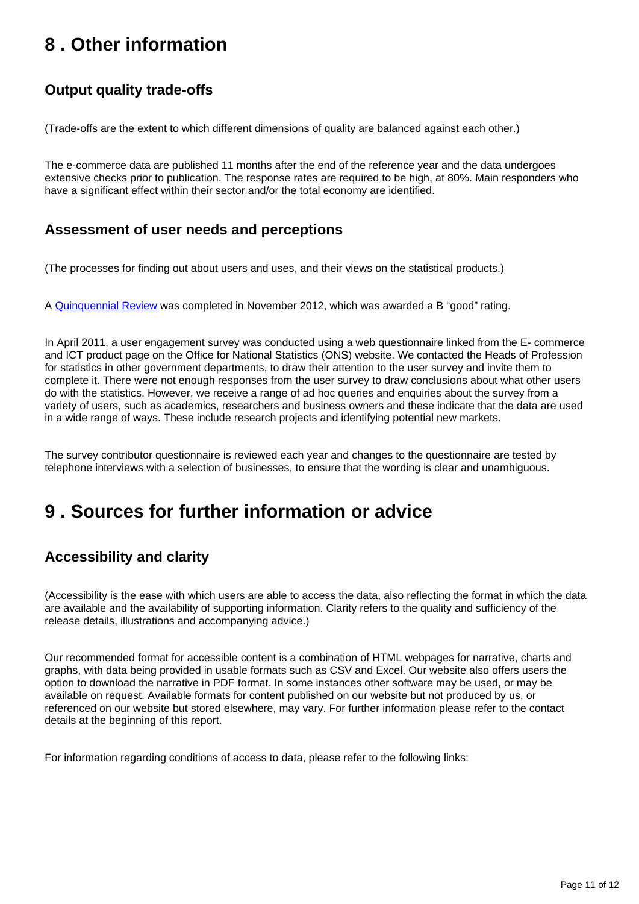## 8 . Other information

### Output quality trade-offs

(Trade-offs are the extent to which different dimensions of quality are balanced against each other.)

The e-commerce data are published 11 months after the end of the reference year and the data undergoes extensive checks prior to publication. The response rates are required to be high, at 80%. Main responders who have a significant effect within their sector and/or the total economy are identified.

### Assessment of user needs and perceptions

(The processes for finding out about users and uses, and their views on the statistical products.)

A Quinquennial Review was completed in November 2012, which was awarded a B "good" rating.

In April 2011, a user engagement survey was conducted using a web questionnaire linked from the E- commerce and ICT product page on the Office for National Statistics (ONS) website. We contacted the Heads of Profession for statistics in other government departments, to draw their attention to the user survey and invite them to complete it. There were not enough responses from the user survey to draw conclusions about what other users do with the statistics. However, we receive a range of ad hoc queries and enquiries about the survey from a variety of users, such as academics, researchers and business owners and these indicate that the data are used in a wide range of ways. These include research projects and identifying potential new markets.

The survey contributor questionnaire is reviewed each year and changes to the questionnaire are tested by telephone interviews with a selection of businesses, to ensure that the wording is clear and unambiguous.

## 9 . Sources for further information or advice

### Accessibility and clarity

(Accessibility is the ease with which users are able to access the data, also reflecting the format in which the data are available and the availability of supporting information. Clarity refers to the quality and sufficiency of the release details, illustrations and accompanying advice.)

Our recommended format for accessible content is a combination of HTML webpages for narrative, charts and graphs, with data being provided in usable formats such as CSV and Excel. Our website also offers users the option to download the narrative in PDF format. In some instances other software may be used, or may be available on request. Available formats for content published on our website but not produced by us, or referenced on our website but stored elsewhere, may vary. For further information please refer to the contact details at the beginning of this report.

For information regarding conditions of access to data, please refer to the following links: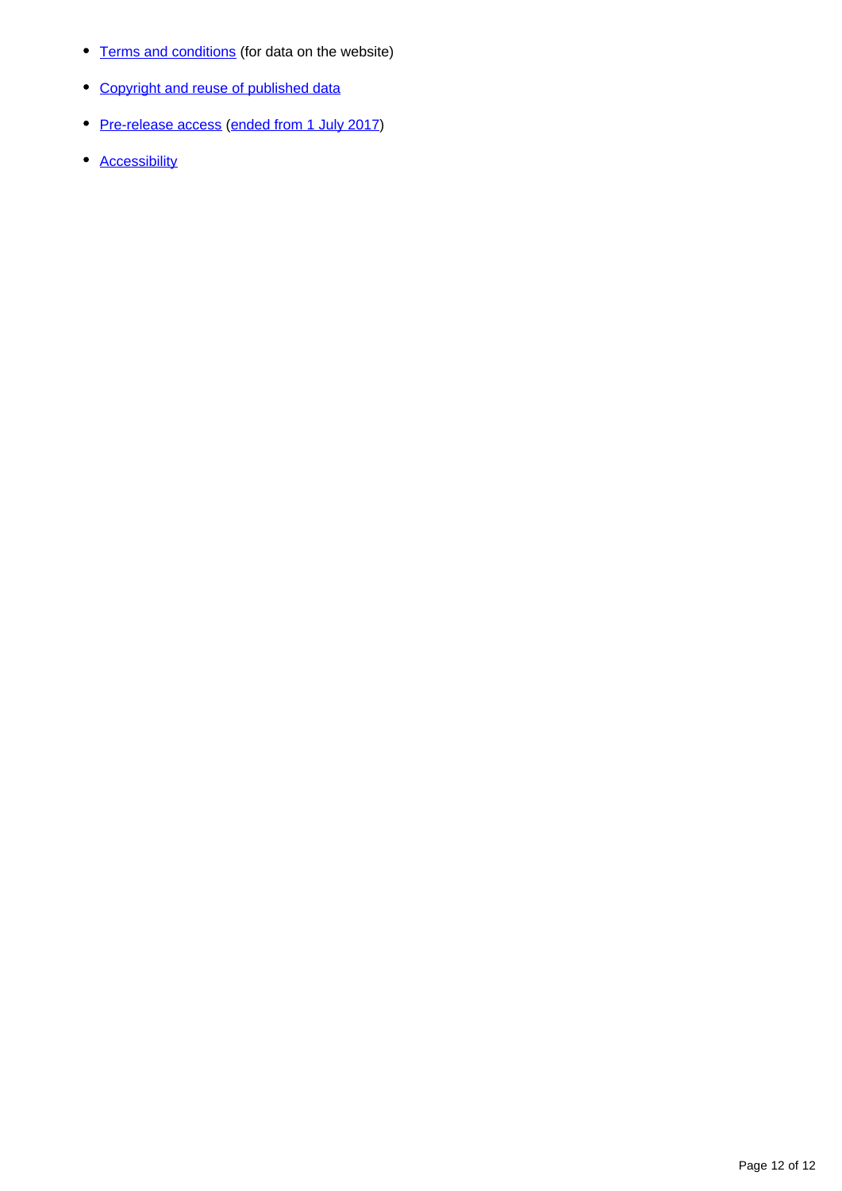- Terms and conditions (for data on the website)
- Copyright and reuse of published data
- Pre-release access (ended from 1 July 2017)
- Accessibility